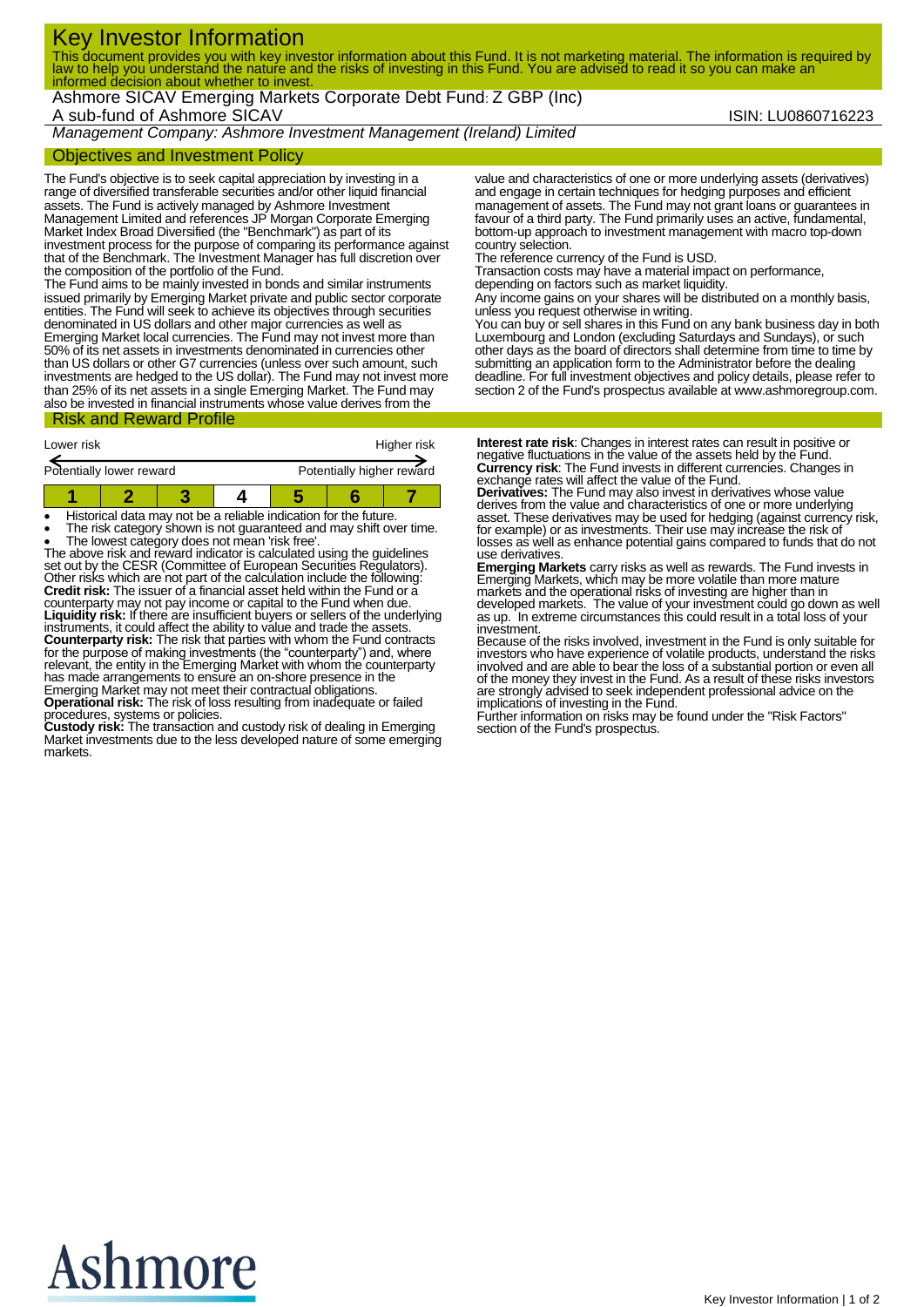# Key Investor Information

This document provides you with key investor information about this Fund. It is not marketing material. The information is required by law to help you understand the nature and the risks of investing in this Fund. You are advised to read it so you can make an informed decision about whether to invest.

Ashmore SICAV Emerging Markets Corporate Debt Fund: Z GBP (Inc)

A sub-fund of Ashmore SICAV

ISIN: LU0860716223

*Management Company: Ashmore Investment Management (Ireland) Limited*

## Objectives and Investment Policy

The Fund's objective is to seek capital appreciation by investing in a range of diversified transferable securities and/or other liquid financial assets. The Fund is actively managed by Ashmore Investment Management Limited and references JP Morgan Corporate Emerging Market Index Broad Diversified (the "Benchmark") as part of its investment process for the purpose of comparing its performance against that of the Benchmark. The Investment Manager has full discretion over the composition of the portfolio of the Fund.

The Fund aims to be mainly invested in bonds and similar instruments issued primarily by Emerging Market private and public sector corporate entities. The Fund will seek to achieve its objectives through securities denominated in US dollars and other major currencies as well as Emerging Market local currencies. The Fund may not invest more than 50% of its net assets in investments denominated in currencies other than US dollars or other G7 currencies (unless over such amount, such investments are hedged to the US dollar). The Fund may not invest more than 25% of its net assets in a single Emerging Market. The Fund may also be invested in financial instruments whose value derives from the value and characteristics of one or more underlying assets (derivatives) and engage in certain techniques for hedging purposes and efficient management of assets. The Fund may not grant loans or guarantees in favour of a third party. The Fund primarily uses an active, fundamental, bottom-up approach to investment management with macro top-down country selection.

The reference currency of the Fund is USD.

Transaction costs may have a material impact on performance, depending on factors such as market liquidity.

Any income gains on your shares will be distributed on a monthly basis, unless you request otherwise in writing.

You can buy or sell shares in this Fund on any bank business day in both Luxembourg and London (excluding Saturdays and Sundays), or such other days as the board of directors shall determine from time to time by submitting an application form to the Administrator before the dealing deadline. For full investment objectives and policy details, please refer to section 2 of the Fund's prospectus available at www.ashmoregroup.com.

## Risk and Reward Profile

Lower risk — Higher risk

Potentially lower reward — Potentially higher reward

| 1 | 2 | 3 | **4** | 5 | 6 | 7 |
|---|---|---|---|---|---|---|

- Historical data may not be a reliable indication for the future.
- The risk category shown is not guaranteed and may shift over time.
- The lowest category does not mean 'risk free'.

The above risk and reward indicator is calculated using the guidelines set out by the CESR (Committee of European Securities Regulators). Other risks which are not part of the calculation include the following:

**Credit risk:** The issuer of a financial asset held within the Fund or a counterparty may not pay income or capital to the Fund when due.

**Liquidity risk:** If there are insufficient buyers or sellers of the underlying instruments, it could affect the ability to value and trade the assets.

**Counterparty risk:** The risk that parties with whom the Fund contracts for the purpose of making investments (the "counterparty") and, where relevant, the entity in the Emerging Market with whom the counterparty has made arrangements to ensure an on-shore presence in the Emerging Market may not meet their contractual obligations.

**Operational risk:** The risk of loss resulting from inadequate or failed procedures, systems or policies.

**Custody risk:** The transaction and custody risk of dealing in Emerging Market investments due to the less developed nature of some emerging markets.

**Interest rate risk**: Changes in interest rates can result in positive or negative fluctuations in the value of the assets held by the Fund.

**Currency risk**: The Fund invests in different currencies. Changes in exchange rates will affect the value of the Fund.

**Derivatives:** The Fund may also invest in derivatives whose value derives from the value and characteristics of one or more underlying asset. These derivatives may be used for hedging (against currency risk, for example) or as investments. Their use may increase the risk of losses as well as enhance potential gains compared to funds that do not use derivatives.

**Emerging Markets** carry risks as well as rewards. The Fund invests in Emerging Markets, which may be more volatile than more mature markets and the operational risks of investing are higher than in developed markets. The value of your investment could go down as well as up. In extreme circumstances this could result in a total loss of your investment.

Because of the risks involved, investment in the Fund is only suitable for investors who have experience of volatile products, understand the risks involved and are able to bear the loss of a substantial portion or even all of the money they invest in the Fund. As a result of these risks investors are strongly advised to seek independent professional advice on the implications of investing in the Fund.

Further information on risks may be found under the "Risk Factors" section of the Fund's prospectus.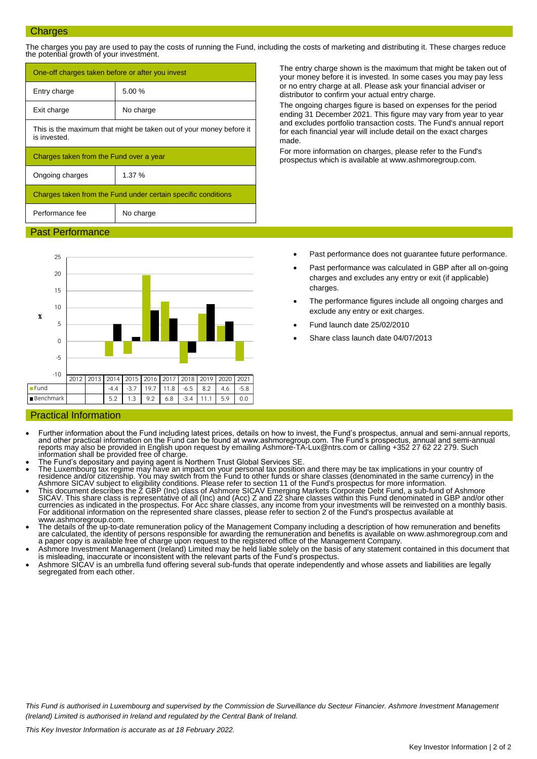## Charges

The charges you pay are used to pay the costs of running the Fund, including the costs of marketing and distributing it. These charges reduce the potential growth of your investment.

| One-off charges taken before or after you invest | |
|---|---|
| Entry charge | 5.00 % |
| Exit charge | No charge |
| This is the maximum that might be taken out of your money before it is invested. | |
| **Charges taken from the Fund over a year** | |
| Ongoing charges | 1.37 % |
| **Charges taken from the Fund under certain specific conditions** | |
| Performance fee | No charge |

The entry charge shown is the maximum that might be taken out of your money before it is invested. In some cases you may pay less or no entry charge at all. Please ask your financial adviser or distributor to confirm your actual entry charge.

The ongoing charges figure is based on expenses for the period ending 31 December 2021. This figure may vary from year to year and excludes portfolio transaction costs. The Fund's annual report for each financial year will include detail on the exact charges made.

For more information on charges, please refer to the Fund's prospectus which is available at www.ashmoregroup.com.

## Past Performance

25
20
15
10
%
5
0
-5
-10

2012 2013 2014 2015 2016 2017 2018 2019 2020 2021

Fund: -4.4 -3.7 19.7 11.8 -6.5 8.2 4.6 -5.8

Benchmark: 5.2 1.3 9.2 6.8 -3.4 11.1 5.9 0.0

- Past performance does not guarantee future performance.
- Past performance was calculated in GBP after all on-going charges and excludes any entry or exit (if applicable) charges.
- The performance figures include all ongoing charges and exclude any entry or exit charges.
- Fund launch date 25/02/2010
- Share class launch date 04/07/2013

## Practical Information

- Further information about the Fund including latest prices, details on how to invest, the Fund's prospectus, annual and semi-annual reports, and other practical information on the Fund can be found at www.ashmoregroup.com. The Fund's prospectus, annual and semi-annual reports may also be provided in English upon request by emailing Ashmore-TA-Lux@ntrs.com or calling +352 27 62 22 279. Such information shall be provided free of charge.
- The Fund's depositary and paying agent is Northern Trust Global Services SE.
- The Luxembourg tax regime may have an impact on your personal tax position and there may be tax implications in your country of residence and/or citizenship. You may switch from the Fund to other funds or share classes (denominated in the same currency) in the Ashmore SICAV subject to eligibility conditions. Please refer to section 11 of the Fund's prospectus for more information.
- This document describes the Z GBP (Inc) class of Ashmore SICAV Emerging Markets Corporate Debt Fund, a sub-fund of Ashmore SICAV. This share class is representative of all (Inc) and (Acc) Z and Z2 share classes within this Fund denominated in GBP and/or other currencies as indicated in the prospectus. For Acc share classes, any income from your investments will be reinvested on a monthly basis. For additional information on the represented share classes, please refer to section 2 of the Fund's prospectus available at www.ashmoregroup.com.
- The details of the up-to-date remuneration policy of the Management Company including a description of how remuneration and benefits are calculated, the identity of persons responsible for awarding the remuneration and benefits is available on www.ashmoregroup.com and a paper copy is available free of charge upon request to the registered office of the Management Company.
- Ashmore Investment Management (Ireland) Limited may be held liable solely on the basis of any statement contained in this document that is misleading, inaccurate or inconsistent with the relevant parts of the Fund's prospectus.
- Ashmore SICAV is an umbrella fund offering several sub-funds that operate independently and whose assets and liabilities are legally segregated from each other.

*This Fund is authorised in Luxembourg and supervised by the Commission de Surveillance du Secteur Financier. Ashmore Investment Management (Ireland) Limited is authorised in Ireland and regulated by the Central Bank of Ireland.*

*This Key Investor Information is accurate as at 18 February 2022.*